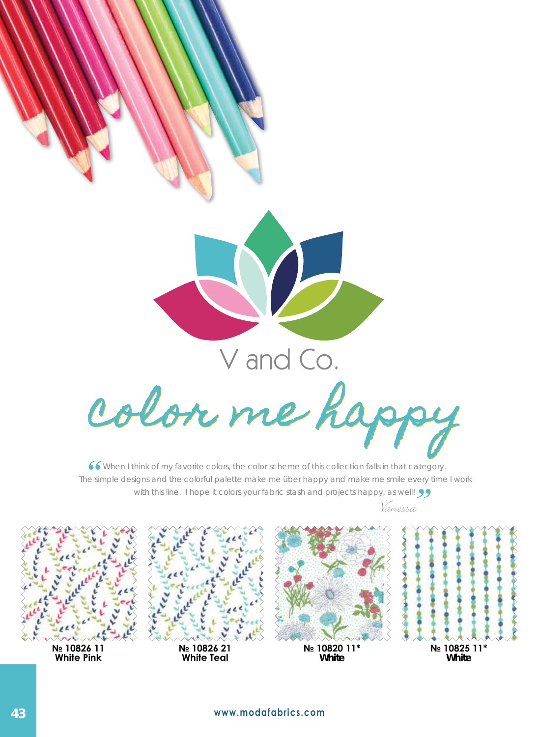# V and Co.

## color me happy

"When I think of my favorite colors, the color scheme of this collection falls in that category. The simple designs and the colorful palette make me über happy and make me smile every time I work with this line. I hope it colors your fabric stash and projects happy, as well!"

*Vanessa*

**№ 10826 11**
**White Pink**

**№ 10826 21**
**White Teal**

**№ 10820 11***
**White**

**№ 10825 11***
**White**

www.modafabrics.com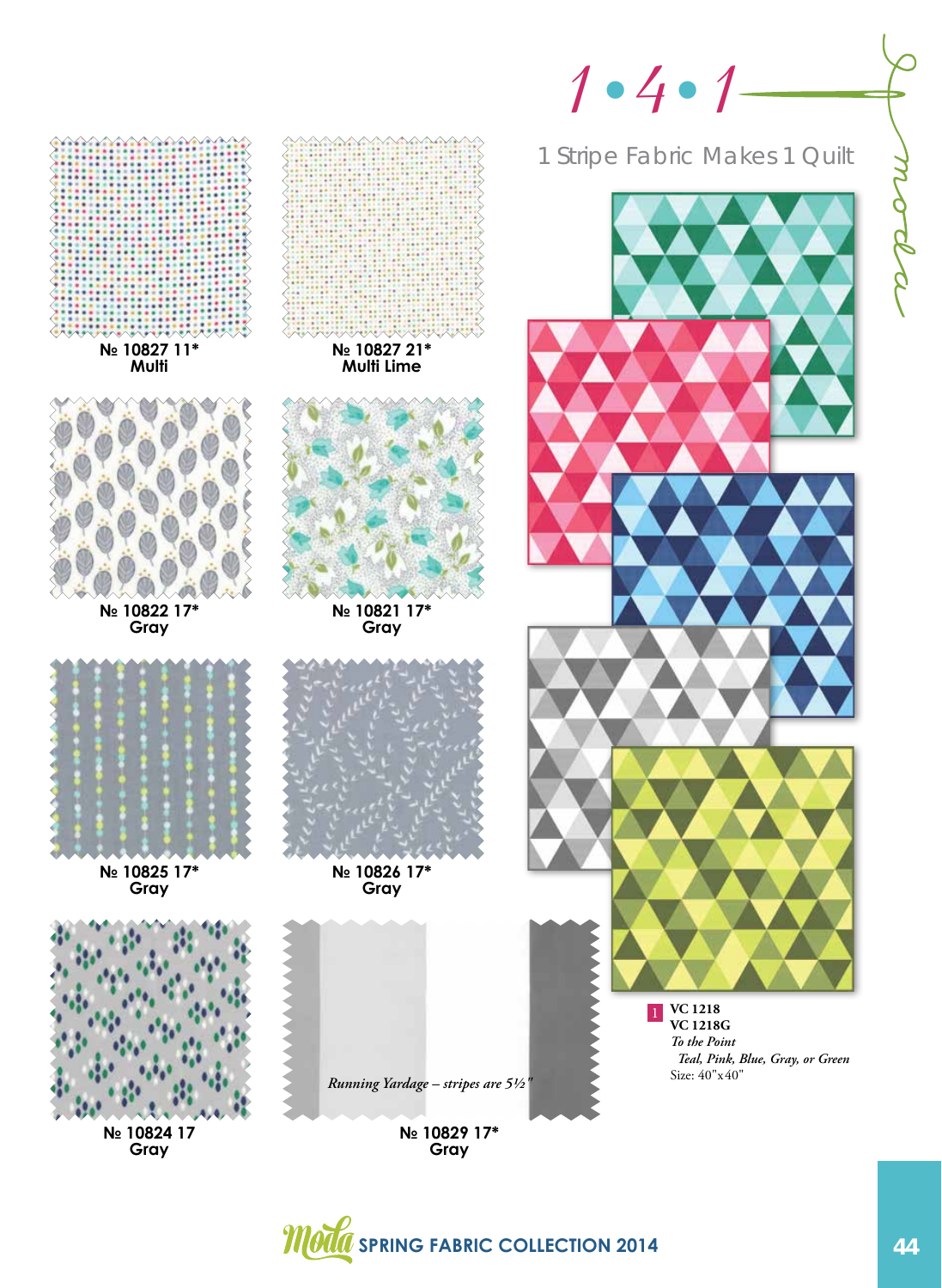# 1•4•1

1 Stripe Fabric Makes 1 Quilt

№ 10827 11*
Multi

№ 10827 21*
Multi Lime

№ 10822 17*
Gray

№ 10821 17*
Gray

№ 10825 17*
Gray

№ 10826 17*
Gray

№ 10824 17
Gray

*Running Yardage – stripes are 5½"*

№ 10829 17*
Gray

1 **VC 1218**
**VC 1218G**
*To the Point*
*Teal, Pink, Blue, Gray, or Green*
Size: 40"x40"

SPRING FABRIC COLLECTION 2014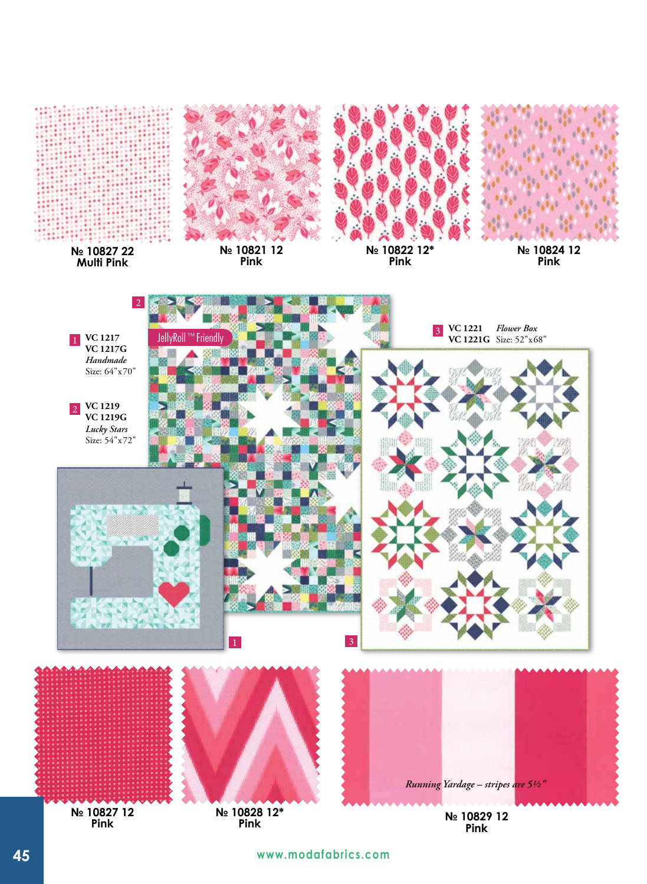№ 10827 22
Multi Pink

№ 10821 12
Pink

№ 10822 12*
Pink

№ 10824 12
Pink

1 VC 1217
VC 1217G
*Handmade*
Size: 64"x70"

2 VC 1219
VC 1219G
*Lucky Stars*
Size: 54"x72"

JellyRoll ™ Friendly

3 VC 1221 *Flower Box*
VC 1221G Size: 52"x68"

№ 10827 12
Pink

№ 10828 12*
Pink

*Running Yardage – stripes are 5½"*

№ 10829 12
Pink

www.modafabrics.com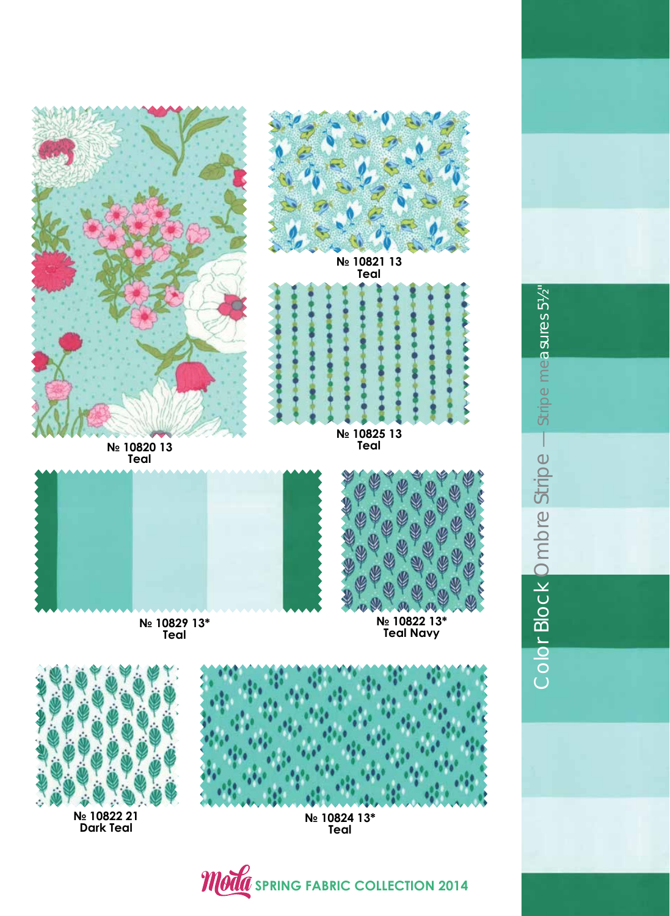№ 10820 13
Teal

№ 10821 13
Teal

№ 10825 13
Teal

№ 10829 13*
Teal

№ 10822 13*
Teal Navy

№ 10822 21
Dark Teal

№ 10824 13*
Teal

Color Block Ombre Stripe — Stripe measures 5½"

Moda SPRING FABRIC COLLECTION 2014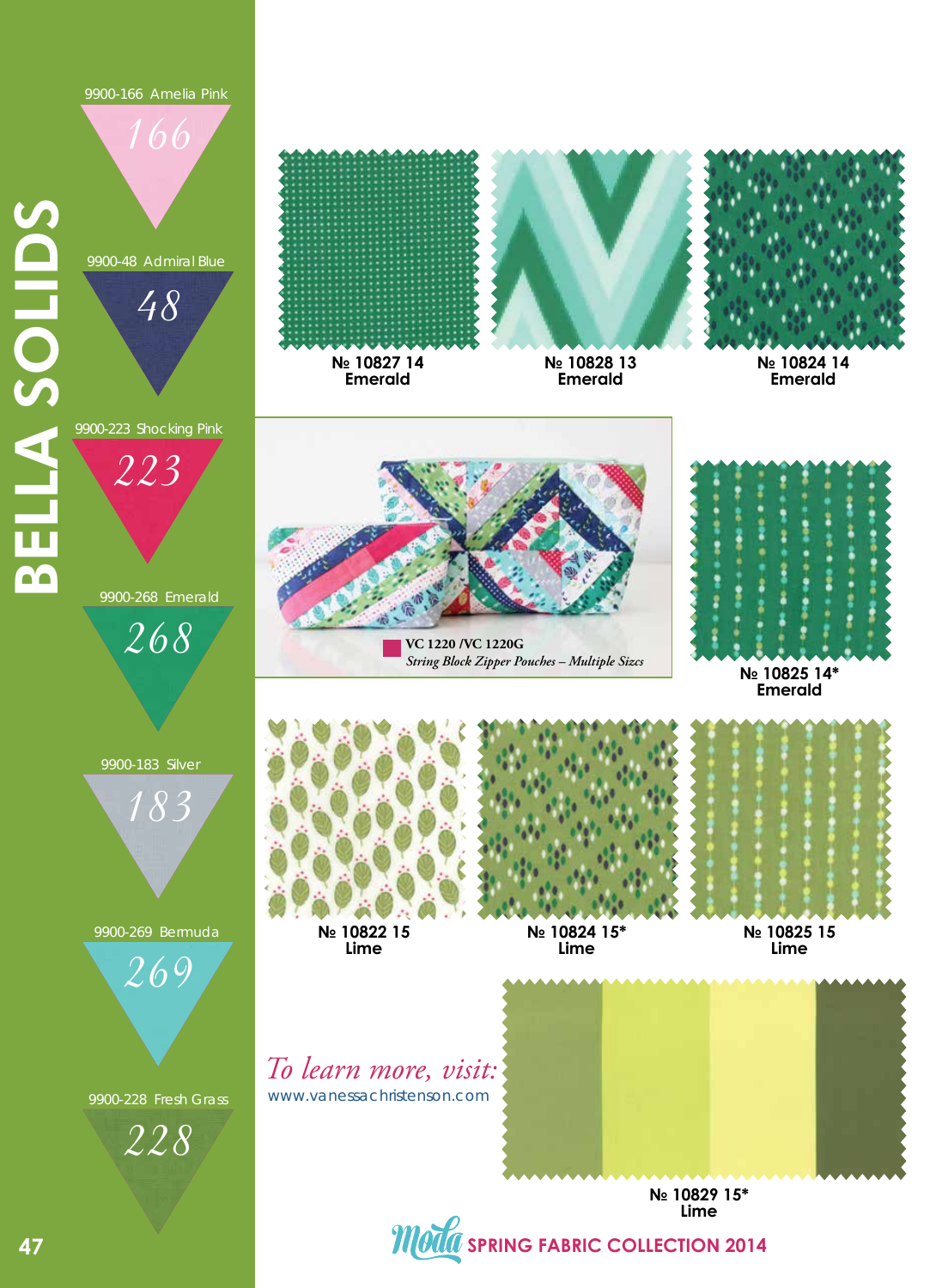# BELLA SOLIDS

9900-166 Amelia Pink
166

9900-48 Admiral Blue
48

9900-223 Shocking Pink
223

9900-268 Emerald
268

9900-183 Silver
183

9900-269 Bermuda
269

9900-228 Fresh Grass
228

**№ 10827 14**
**Emerald**

**№ 10828 13**
**Emerald**

**№ 10824 14**
**Emerald**

**VC 1220 /VC 1220G**
*String Block Zipper Pouches – Multiple Sizes*

**№ 10825 14***
**Emerald**

**№ 10822 15**
**Lime**

**№ 10824 15***
**Lime**

**№ 10825 15**
**Lime**

*To learn more, visit:*
www.vanessachristenson.com

**№ 10829 15***
**Lime**

Moda SPRING FABRIC COLLECTION 2014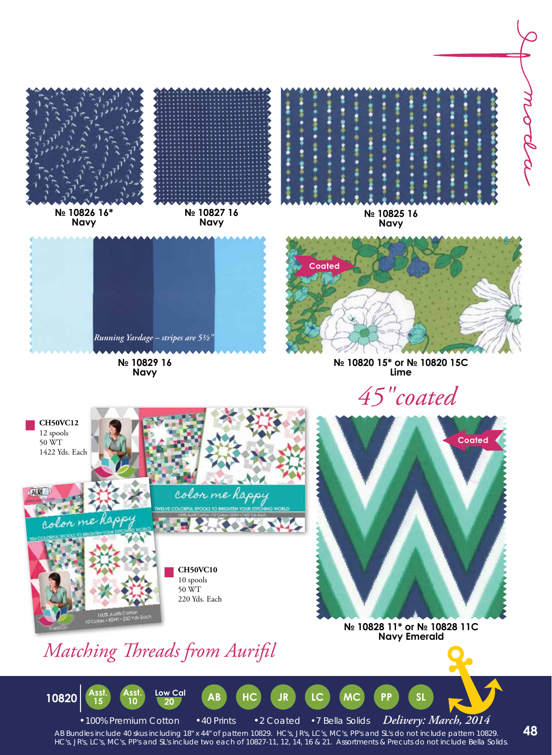№ 10826 16*
Navy

№ 10827 16
Navy

№ 10825 16
Navy

*Running Yardage – stripes are 5½"*

№ 10829 16
Navy

Coated

№ 10820 15* or № 10820 15C
Lime

*45" coated*

**CH50VC12**
12 spools
50 WT
1422 Yds. Each

**CH50VC10**
10 spools
50 WT
220 Yds. Each

Coated

№ 10828 11* or № 10828 11C
Navy Emerald

*Matching Threads from Aurifil*

**10820** Asst. 15 | Asst. 10 | Low Cal 20 | AB | HC | JR | LC | MC | PP | SL

- 100% Premium Cotton
- 40 Prints
- 2 Coated
- 7 Bella Solids

*Delivery: March, 2014*

AB Bundles include 40 skus including 18" x 44" of pattern 10829. HC's, JR's, LC's, MC's, PP's and SL's do not include pattern 10829. HC's, JR's, LC's, MC's, PP's and SL's include two each of 10827-11, 12, 14, 16 & 21. Assortments & Precuts do not include Bella Solids.